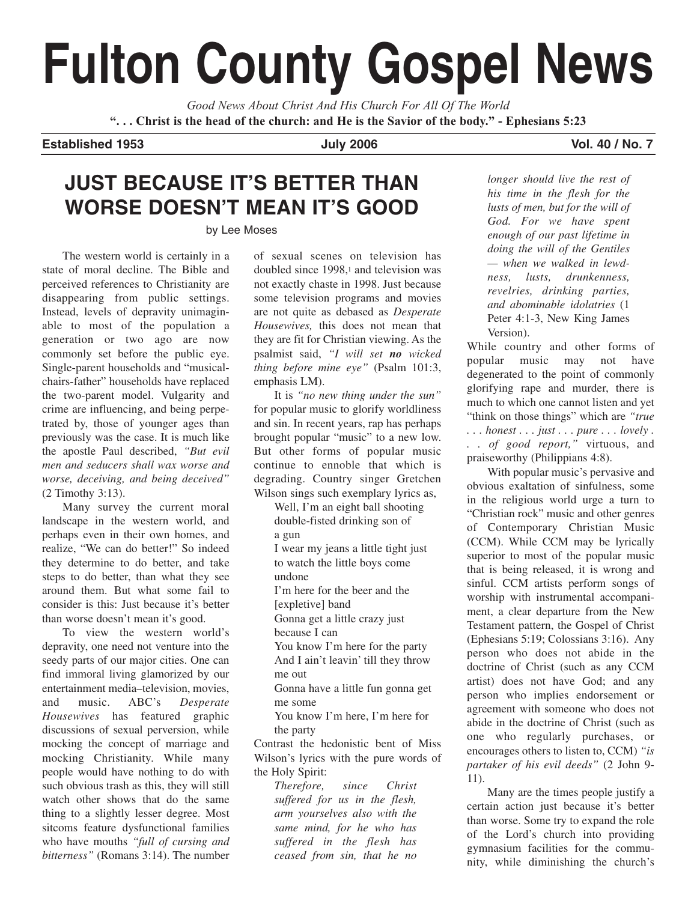# Fulton County Gospel News

*Good News About Christ And His Church For All Of The World*

**". . . Christ is the head of the church: and He is the Savior of the body." - Ephesians 5:23**

**Established 1953** | **July 2006** | **Vol. 40 / No. 7**

## JUST BECAUSE IT'S BETTER THAN WORSE DOESN'T MEAN IT'S GOOD

by Lee Moses

The western world is certainly in a state of moral decline. The Bible and perceived references to Christianity are disappearing from public settings. Instead, levels of depravity unimaginable to most of the population a generation or two ago are now commonly set before the public eye. Single-parent households and "musical-chairs-father" households have replaced the two-parent model. Vulgarity and crime are influencing, and being perpetrated by, those of younger ages than previously was the case. It is much like the apostle Paul described, *"But evil men and seducers shall wax worse and worse, deceiving, and being deceived"* (2 Timothy 3:13).

Many survey the current moral landscape in the western world, and perhaps even in their own homes, and realize, "We can do better!" So indeed they determine to do better, and take steps to do better, than what they see around them. But what some fail to consider is this: Just because it's better than worse doesn't mean it's good.

To view the western world's depravity, one need not venture into the seedy parts of our major cities. One can find immoral living glamorized by our entertainment media–television, movies, and music. ABC's *Desperate Housewives* has featured graphic discussions of sexual perversion, while mocking the concept of marriage and mocking Christianity. While many people would have nothing to do with such obvious trash as this, they will still watch other shows that do the same thing to a slightly lesser degree. Most sitcoms feature dysfunctional families who have mouths *"full of cursing and bitterness"* (Romans 3:14). The number of sexual scenes on television has doubled since 1998,[1] and television was not exactly chaste in 1998. Just because some television programs and movies are not quite as debased as *Desperate Housewives,* this does not mean that they are fit for Christian viewing. As the psalmist said, *"I will set* ***no*** *wicked thing before mine eye"* (Psalm 101:3, emphasis LM).

It is *"no new thing under the sun"* for popular music to glorify worldliness and sin. In recent years, rap has perhaps brought popular "music" to a new low. But other forms of popular music continue to ennoble that which is degrading. Country singer Gretchen Wilson sings such exemplary lyrics as,

> Well, I'm an eight ball shooting double-fisted drinking son of a gun
> I wear my jeans a little tight just to watch the little boys come undone
> I'm here for the beer and the [expletive] band
> Gonna get a little crazy just because I can
> You know I'm here for the party
> And I ain't leavin' till they throw me out
> Gonna have a little fun gonna get me some
> You know I'm here, I'm here for the party

Contrast the hedonistic bent of Miss Wilson's lyrics with the pure words of the Holy Spirit:

> *Therefore, since Christ suffered for us in the flesh, arm yourselves also with the same mind, for he who has suffered in the flesh has ceased from sin, that he no longer should live the rest of his time in the flesh for the lusts of men, but for the will of God. For we have spent enough of our past lifetime in doing the will of the Gentiles — when we walked in lewdness, lusts, drunkenness, revelries, drinking parties, and abominable idolatries* (1 Peter 4:1-3, New King James Version).

While country and other forms of popular music may not have degenerated to the point of commonly glorifying rape and murder, there is much to which one cannot listen and yet "think on those things" which are *"true . . . honest . . . just . . . pure . . . lovely . . . of good report,"* virtuous, and praiseworthy (Philippians 4:8).

With popular music's pervasive and obvious exaltation of sinfulness, some in the religious world urge a turn to "Christian rock" music and other genres of Contemporary Christian Music (CCM). While CCM may be lyrically superior to most of the popular music that is being released, it is wrong and sinful. CCM artists perform songs of worship with instrumental accompaniment, a clear departure from the New Testament pattern, the Gospel of Christ (Ephesians 5:19; Colossians 3:16). Any person who does not abide in the doctrine of Christ (such as any CCM artist) does not have God; and any person who implies endorsement or agreement with someone who does not abide in the doctrine of Christ (such as one who regularly purchases, or encourages others to listen to, CCM) *"is partaker of his evil deeds"* (2 John 9-11).

Many are the times people justify a certain action just because it's better than worse. Some try to expand the role of the Lord's church into providing gymnasium facilities for the community, while diminishing the church's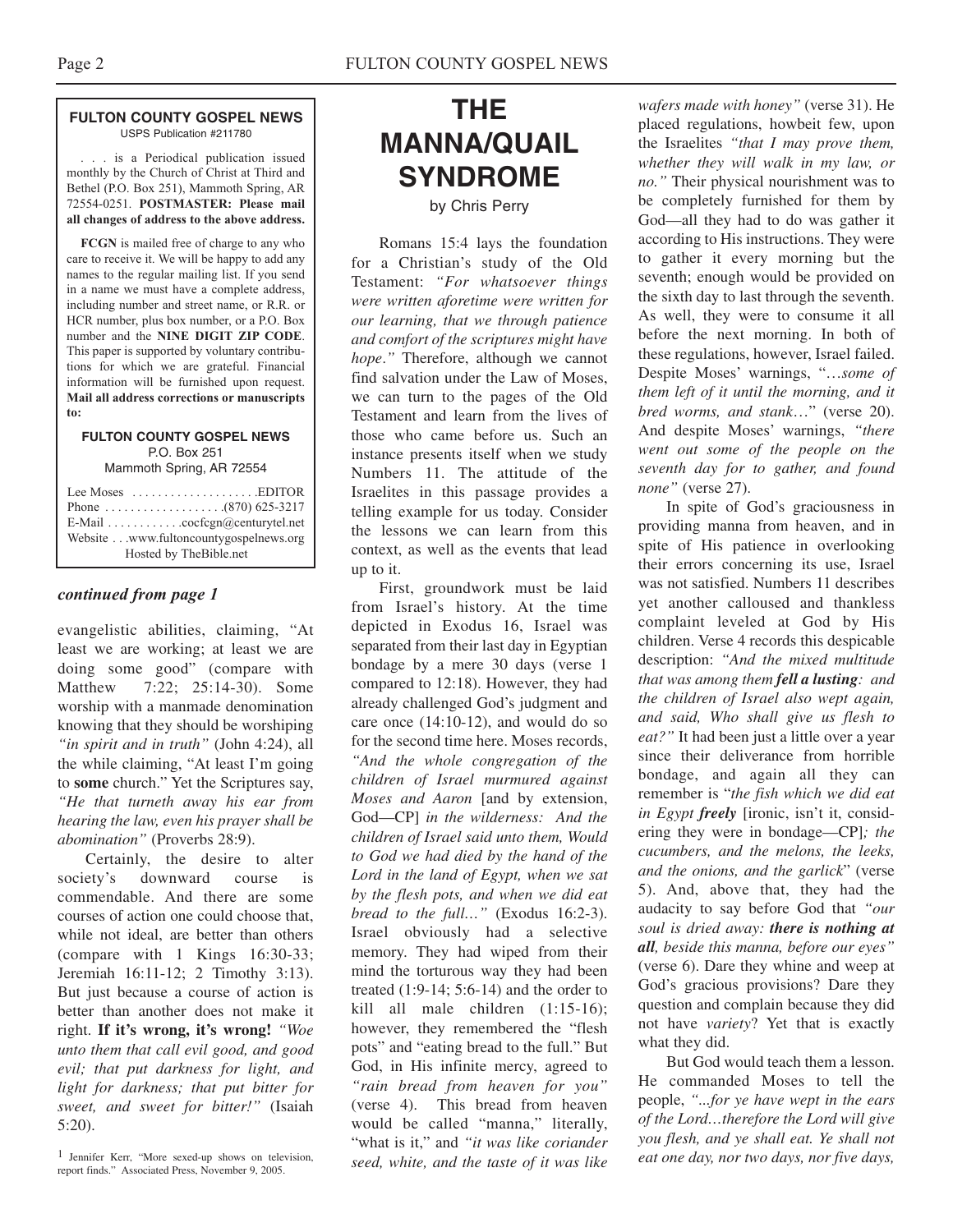**FULTON COUNTY GOSPEL NEWS**
USPS Publication #211780

. . . is a Periodical publication issued monthly by the Church of Christ at Third and Bethel (P.O. Box 251), Mammoth Spring, AR 72554-0251. **POSTMASTER: Please mail all changes of address to the above address.**

**FCGN** is mailed free of charge to any who care to receive it. We will be happy to add any names to the regular mailing list. If you send in a name we must have a complete address, including number and street name, or R.R. or HCR number, plus box number, or a P.O. Box number and the **NINE DIGIT ZIP CODE**. This paper is supported by voluntary contributions for which we are grateful. Financial information will be furnished upon request. **Mail all address corrections or manuscripts to:**

**FULTON COUNTY GOSPEL NEWS**
P.O. Box 251
Mammoth Spring, AR 72554

Lee Moses . . . . . . . . . . . . . . . . . . . .EDITOR
Phone . . . . . . . . . . . . . . . . . . .(870) 625-3217
E-Mail . . . . . . . . . . . .cocfcgn@centurytel.net
Website . . .www.fultoncountygospelnews.org
Hosted by TheBible.net

***continued from page 1***

evangelistic abilities, claiming, "At least we are working; at least we are doing some good" (compare with Matthew 7:22; 25:14-30). Some worship with a manmade denomination knowing that they should be worshiping *"in spirit and in truth"* (John 4:24), all the while claiming, "At least I'm going to **some** church." Yet the Scriptures say, *"He that turneth away his ear from hearing the law, even his prayer shall be abomination"* (Proverbs 28:9).

Certainly, the desire to alter society's downward course is commendable. And there are some courses of action one could choose that, while not ideal, are better than others (compare with 1 Kings 16:30-33; Jeremiah 16:11-12; 2 Timothy 3:13). But just because a course of action is better than another does not make it right. **If it's wrong, it's wrong!** *"Woe unto them that call evil good, and good evil; that put darkness for light, and light for darkness; that put bitter for sweet, and sweet for bitter!"* (Isaiah 5:20).

[1] Jennifer Kerr, "More sexed-up shows on television, report finds." Associated Press, November 9, 2005.

# THE MANNA/QUAIL SYNDROME

by Chris Perry

Romans 15:4 lays the foundation for a Christian's study of the Old Testament: *"For whatsoever things were written aforetime were written for our learning, that we through patience and comfort of the scriptures might have hope."* Therefore, although we cannot find salvation under the Law of Moses, we can turn to the pages of the Old Testament and learn from the lives of those who came before us. Such an instance presents itself when we study Numbers 11. The attitude of the Israelites in this passage provides a telling example for us today. Consider the lessons we can learn from this context, as well as the events that lead up to it.

First, groundwork must be laid from Israel's history. At the time depicted in Exodus 16, Israel was separated from their last day in Egyptian bondage by a mere 30 days (verse 1 compared to 12:18). However, they had already challenged God's judgment and care once (14:10-12), and would do so for the second time here. Moses records, *"And the whole congregation of the children of Israel murmured against Moses and Aaron* [and by extension, God—CP] *in the wilderness: And the children of Israel said unto them, Would to God we had died by the hand of the Lord in the land of Egypt, when we sat by the flesh pots, and when we did eat bread to the full…"* (Exodus 16:2-3). Israel obviously had a selective memory. They had wiped from their mind the torturous way they had been treated (1:9-14; 5:6-14) and the order to kill all male children (1:15-16); however, they remembered the "flesh pots" and "eating bread to the full." But God, in His infinite mercy, agreed to *"rain bread from heaven for you"* (verse 4). This bread from heaven would be called "manna," literally, "what is it," and *"it was like coriander seed, white, and the taste of it was like wafers made with honey"* (verse 31). He placed regulations, howbeit few, upon the Israelites *"that I may prove them, whether they will walk in my law, or no."* Their physical nourishment was to be completely furnished for them by God—all they had to do was gather it according to His instructions. They were to gather it every morning but the seventh; enough would be provided on the sixth day to last through the seventh. As well, they were to consume it all before the next morning. In both of these regulations, however, Israel failed. Despite Moses' warnings, "*…some of them left of it until the morning, and it bred worms, and stank…*" (verse 20). And despite Moses' warnings, *"there went out some of the people on the seventh day for to gather, and found none"* (verse 27).

In spite of God's graciousness in providing manna from heaven, and in spite of His patience in overlooking their errors concerning its use, Israel was not satisfied. Numbers 11 describes yet another calloused and thankless complaint leveled at God by His children. Verse 4 records this despicable description: *"And the mixed multitude that was among them **fell a lusting**: and the children of Israel also wept again, and said, Who shall give us flesh to eat?"* It had been just a little over a year since their deliverance from horrible bondage, and again all they can remember is "*the fish which we did eat in Egypt **freely*** [ironic, isn't it, considering they were in bondage—CP]*; the cucumbers, and the melons, the leeks, and the onions, and the garlick*" (verse 5). And, above that, they had the audacity to say before God that *"our soul is dried away: **there is nothing at all**, beside this manna, before our eyes"* (verse 6). Dare they whine and weep at God's gracious provisions? Dare they question and complain because they did not have *variety*? Yet that is exactly what they did.

But God would teach them a lesson. He commanded Moses to tell the people, *"...for ye have wept in the ears of the Lord…therefore the Lord will give you flesh, and ye shall eat. Ye shall not eat one day, nor two days, nor five days,*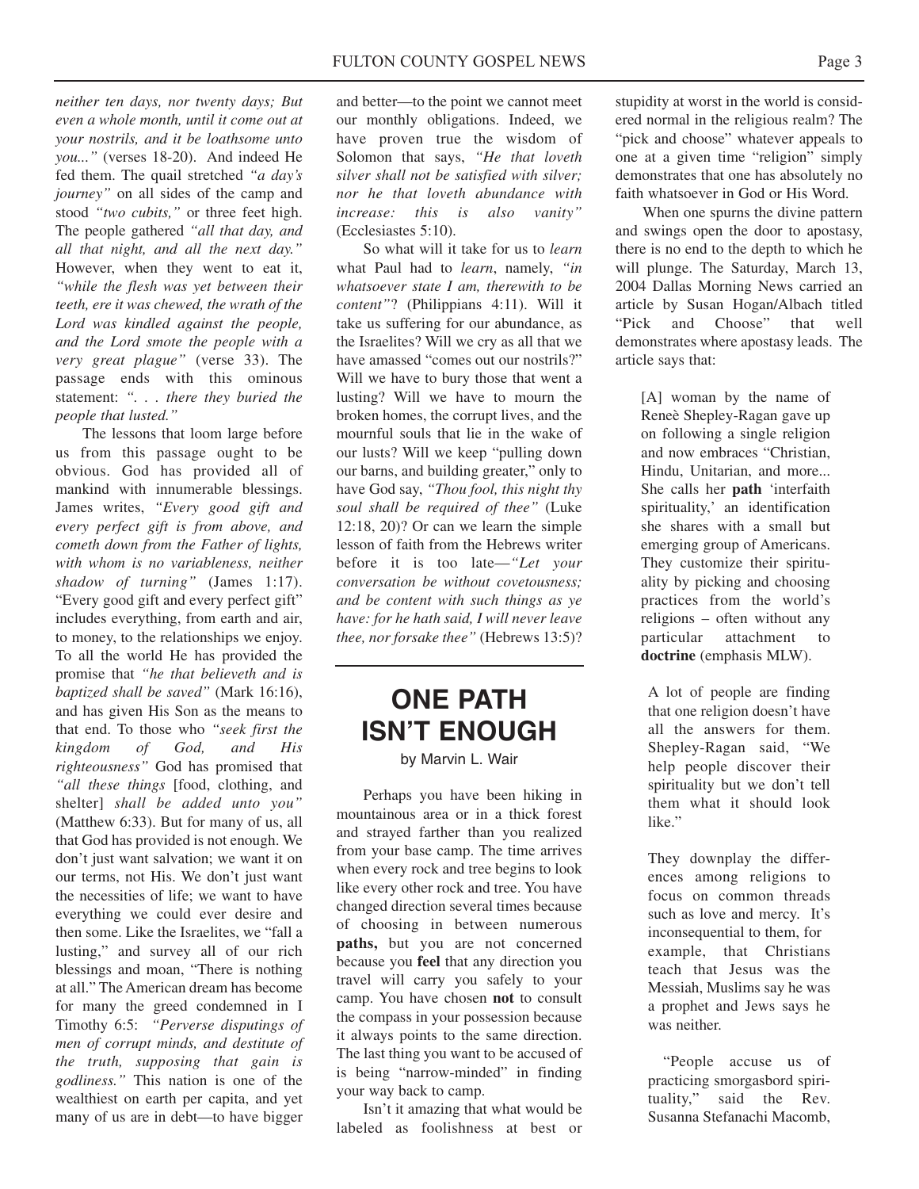*neither ten days, nor twenty days; But even a whole month, until it come out at your nostrils, and it be loathsome unto you..."* (verses 18-20). And indeed He fed them. The quail stretched *"a day's journey"* on all sides of the camp and stood *"two cubits,"* or three feet high. The people gathered *"all that day, and all that night, and all the next day."* However, when they went to eat it, *"while the flesh was yet between their teeth, ere it was chewed, the wrath of the Lord was kindled against the people, and the Lord smote the people with a very great plague"* (verse 33). The passage ends with this ominous statement: *". . . there they buried the people that lusted."*

The lessons that loom large before us from this passage ought to be obvious. God has provided all of mankind with innumerable blessings. James writes, *"Every good gift and every perfect gift is from above, and cometh down from the Father of lights, with whom is no variableness, neither shadow of turning"* (James 1:17). "Every good gift and every perfect gift" includes everything, from earth and air, to money, to the relationships we enjoy. To all the world He has provided the promise that *"he that believeth and is baptized shall be saved"* (Mark 16:16), and has given His Son as the means to that end. To those who *"seek first the kingdom of God, and His righteousness"* God has promised that *"all these things* [food, clothing, and shelter] *shall be added unto you"* (Matthew 6:33). But for many of us, all that God has provided is not enough. We don't just want salvation; we want it on our terms, not His. We don't just want the necessities of life; we want to have everything we could ever desire and then some. Like the Israelites, we "fall a lusting," and survey all of our rich blessings and moan, "There is nothing at all." The American dream has become for many the greed condemned in I Timothy 6:5: *"Perverse disputings of men of corrupt minds, and destitute of the truth, supposing that gain is godliness."* This nation is one of the wealthiest on earth per capita, and yet many of us are in debt—to have bigger and better—to the point we cannot meet our monthly obligations. Indeed, we have proven true the wisdom of Solomon that says, *"He that loveth silver shall not be satisfied with silver; nor he that loveth abundance with increase: this is also vanity"* (Ecclesiastes 5:10).

So what will it take for us to *learn* what Paul had to *learn*, namely, *"in whatsoever state I am, therewith to be content"*? (Philippians 4:11). Will it take us suffering for our abundance, as the Israelites? Will we cry as all that we have amassed "comes out our nostrils?" Will we have to bury those that went a lusting? Will we have to mourn the broken homes, the corrupt lives, and the mournful souls that lie in the wake of our lusts? Will we keep "pulling down our barns, and building greater," only to have God say, *"Thou fool, this night thy soul shall be required of thee"* (Luke 12:18, 20)? Or can we learn the simple lesson of faith from the Hebrews writer before it is too late—*"Let your conversation be without covetousness; and be content with such things as ye have: for he hath said, I will never leave thee, nor forsake thee"* (Hebrews 13:5)?

# ONE PATH ISN'T ENOUGH

by Marvin L. Wair

Perhaps you have been hiking in mountainous area or in a thick forest and strayed farther than you realized from your base camp. The time arrives when every rock and tree begins to look like every other rock and tree. You have changed direction several times because of choosing in between numerous **paths,** but you are not concerned because you **feel** that any direction you travel will carry you safely to your camp. You have chosen **not** to consult the compass in your possession because it always points to the same direction. The last thing you want to be accused of is being "narrow-minded" in finding your way back to camp.

Isn't it amazing that what would be labeled as foolishness at best or stupidity at worst in the world is considered normal in the religious realm? The "pick and choose" whatever appeals to one at a given time "religion" simply demonstrates that one has absolutely no faith whatsoever in God or His Word.

When one spurns the divine pattern and swings open the door to apostasy, there is no end to the depth to which he will plunge. The Saturday, March 13, 2004 Dallas Morning News carried an article by Susan Hogan/Albach titled "Pick and Choose" that well demonstrates where apostasy leads. The article says that:

> [A] woman by the name of Reneè Shepley-Ragan gave up on following a single religion and now embraces "Christian, Hindu, Unitarian, and more... She calls her **path** 'interfaith spirituality,' an identification she shares with a small but emerging group of Americans. They customize their spirituality by picking and choosing practices from the world's religions – often without any particular attachment to **doctrine** (emphasis MLW).
>
> A lot of people are finding that one religion doesn't have all the answers for them. Shepley-Ragan said, "We help people discover their spirituality but we don't tell them what it should look like."
>
> They downplay the differences among religions to focus on common threads such as love and mercy. It's inconsequential to them, for example, that Christians teach that Jesus was the Messiah, Muslims say he was a prophet and Jews says he was neither.
>
> "People accuse us of practicing smorgasbord spirituality," said the Rev. Susanna Stefanachi Macomb,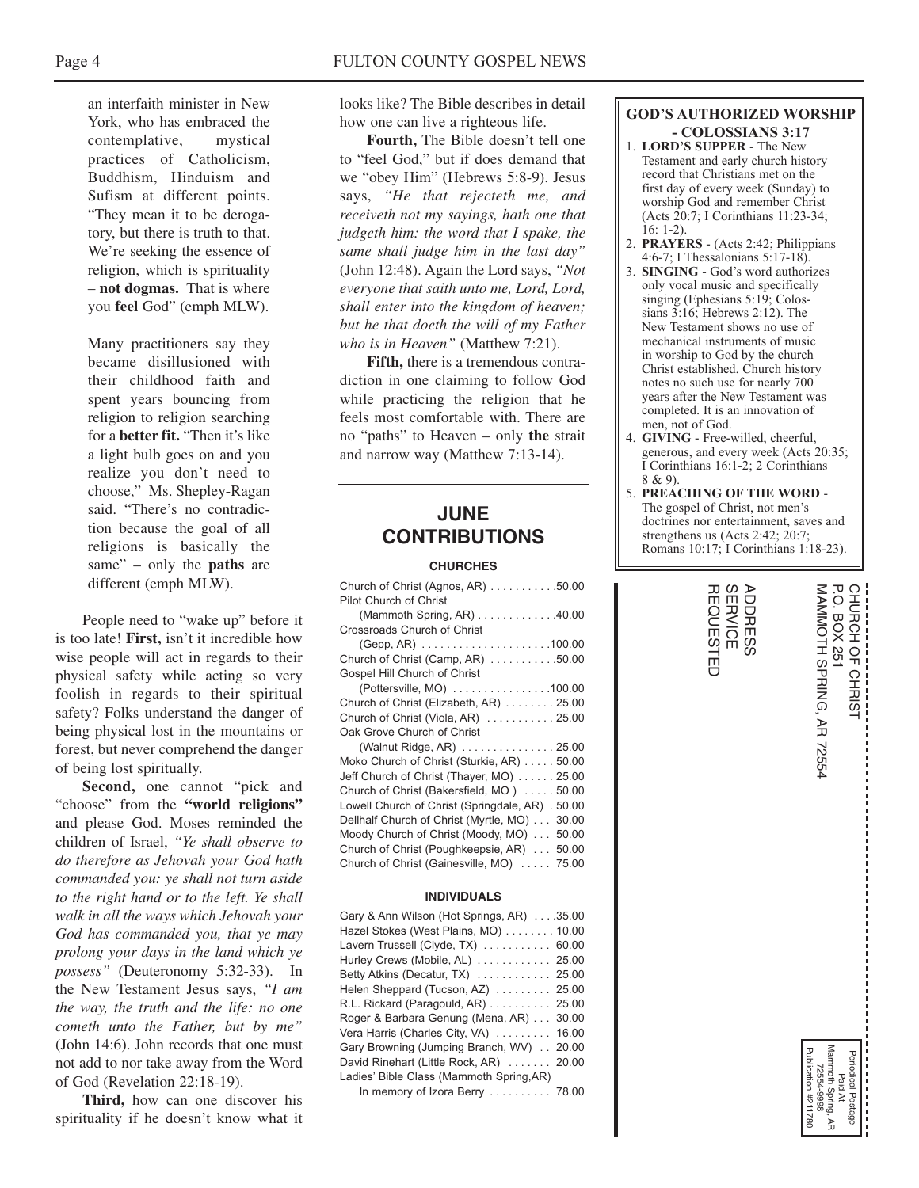an interfaith minister in New York, who has embraced the contemplative, mystical practices of Catholicism, Buddhism, Hinduism and Sufism at different points. "They mean it to be derogatory, but there is truth to that. We're seeking the essence of religion, which is spirituality – **not dogmas.** That is where you **feel** God" (emph MLW).

Many practitioners say they became disillusioned with their childhood faith and spent years bouncing from religion to religion searching for a **better fit.** "Then it's like a light bulb goes on and you realize you don't need to choose," Ms. Shepley-Ragan said. "There's no contradiction because the goal of all religions is basically the same" – only the **paths** are different (emph MLW).

People need to "wake up" before it is too late! **First,** isn't it incredible how wise people will act in regards to their physical safety while acting so very foolish in regards to their spiritual safety? Folks understand the danger of being physical lost in the mountains or forest, but never comprehend the danger of being lost spiritually.

**Second,** one cannot "pick and "choose" from the **"world religions"** and please God. Moses reminded the children of Israel, *"Ye shall observe to do therefore as Jehovah your God hath commanded you: ye shall not turn aside to the right hand or to the left. Ye shall walk in all the ways which Jehovah your God has commanded you, that ye may prolong your days in the land which ye possess"* (Deuteronomy 5:32-33). In the New Testament Jesus says, *"I am the way, the truth and the life: no one cometh unto the Father, but by me"* (John 14:6). John records that one must not add to nor take away from the Word of God (Revelation 22:18-19).

**Third,** how can one discover his spirituality if he doesn't know what it looks like? The Bible describes in detail how one can live a righteous life.

**Fourth,** The Bible doesn't tell one to "feel God," but if does demand that we "obey Him" (Hebrews 5:8-9). Jesus says, *"He that rejecteth me, and receiveth not my sayings, hath one that judgeth him: the word that I spake, the same shall judge him in the last day"* (John 12:48). Again the Lord says, *"Not everyone that saith unto me, Lord, Lord, shall enter into the kingdom of heaven; but he that doeth the will of my Father who is in Heaven"* (Matthew 7:21).

**Fifth,** there is a tremendous contradiction in one claiming to follow God while practicing the religion that he feels most comfortable with. There are no "paths" to Heaven – only **the** strait and narrow way (Matthew 7:13-14).

## JUNE CONTRIBUTIONS

### CHURCHES

| | |
|---|---|
| Church of Christ (Agnos, AR) | 50.00 |
| Pilot Church of Christ (Mammoth Spring, AR) | 40.00 |
| Crossroads Church of Christ (Gepp, AR) | 100.00 |
| Church of Christ (Camp, AR) | 50.00 |
| Gospel Hill Church of Christ (Pottersville, MO) | 100.00 |
| Church of Christ (Elizabeth, AR) | 25.00 |
| Church of Christ (Viola, AR) | 25.00 |
| Oak Grove Church of Christ (Walnut Ridge, AR) | 25.00 |
| Moko Church of Christ (Sturkie, AR) | 50.00 |
| Jeff Church of Christ (Thayer, MO) | 25.00 |
| Church of Christ (Bakersfield, MO ) | 50.00 |
| Lowell Church of Christ (Springdale, AR) | 50.00 |
| Dellhalf Church of Christ (Myrtle, MO) | 30.00 |
| Moody Church of Christ (Moody, MO) | 50.00 |
| Church of Christ (Poughkeepsie, AR) | 50.00 |
| Church of Christ (Gainesville, MO) | 75.00 |

### INDIVIDUALS

| | |
|---|---|
| Gary & Ann Wilson (Hot Springs, AR) | 35.00 |
| Hazel Stokes (West Plains, MO) | 10.00 |
| Lavern Trussell (Clyde, TX) | 60.00 |
| Hurley Crews (Mobile, AL) | 25.00 |
| Betty Atkins (Decatur, TX) | 25.00 |
| Helen Sheppard (Tucson, AZ) | 25.00 |
| R.L. Rickard (Paragould, AR) | 25.00 |
| Roger & Barbara Genung (Mena, AR) | 30.00 |
| Vera Harris (Charles City, VA) | 16.00 |
| Gary Browning (Jumping Branch, WV) | 20.00 |
| David Rinehart (Little Rock, AR) | 20.00 |
| Ladies' Bible Class (Mammoth Spring,AR) In memory of Izora Berry | 78.00 |

## GOD'S AUTHORIZED WORSHIP - COLOSSIANS 3:17

1. **LORD'S SUPPER** - The New Testament and early church history record that Christians met on the first day of every week (Sunday) to worship God and remember Christ (Acts 20:7; I Corinthians 11:23-34; 16: 1-2).
2. **PRAYERS** - (Acts 2:42; Philippians 4:6-7; I Thessalonians 5:17-18).
3. **SINGING** - God's word authorizes only vocal music and specifically singing (Ephesians 5:19; Colossians 3:16; Hebrews 2:12). The New Testament shows no use of mechanical instruments of music in worship to God by the church Christ established. Church history notes no such use for nearly 700 years after the New Testament was completed. It is an innovation of men, not of God.
4. **GIVING** - Free-willed, cheerful, generous, and every week (Acts 20:35; I Corinthians 16:1-2; 2 Corinthians 8 & 9).
5. **PREACHING OF THE WORD** - The gospel of Christ, not men's doctrines nor entertainment, saves and strengthens us (Acts 2:42; 20:7; Romans 10:17; I Corinthians 1:18-23).

CHURCH OF CHRIST
P.O. BOX 251
MAMMOTH SPRING, AR 72554

ADDRESS
SERVICE
REQUESTED

Periodical Postage
Paid At
Mammoth Spring, AR
72554-9998
Publication #211780